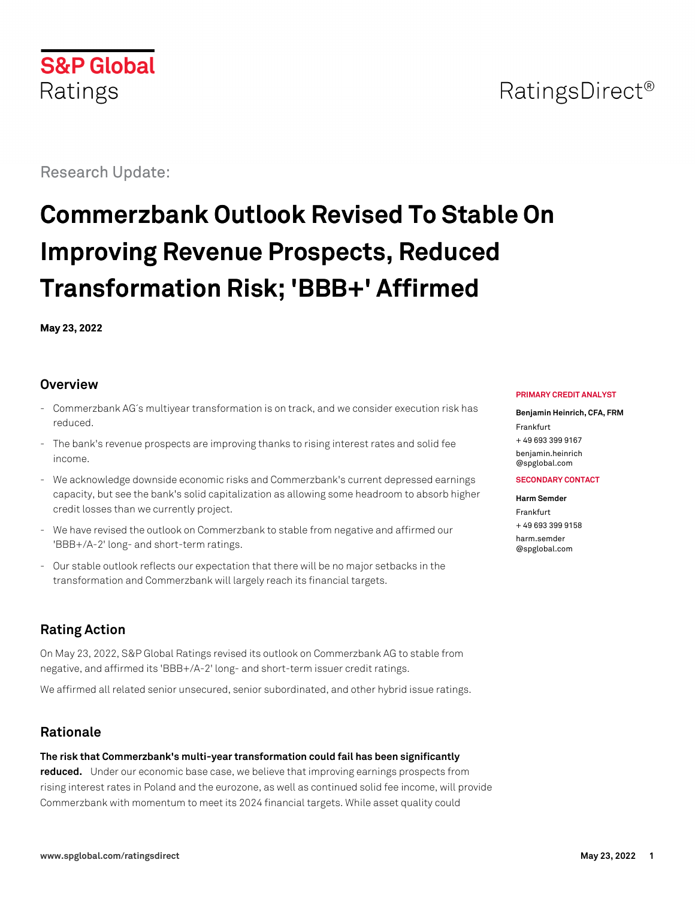S&P Global Ratings

RatingsDirect®

Research Update:

# Commerzbank Outlook Revised To Stable On Improving Revenue Prospects, Reduced Transformation Risk; 'BBB+' Affirmed

**May 23, 2022**

**PRIMARY CREDIT ANALYST**

**Benjamin Heinrich, CFA, FRM**
Frankfurt
+ 49 693 399 9167
benjamin.heinrich@spglobal.com

**SECONDARY CONTACT**

**Harm Semder**
Frankfurt
+ 49 693 399 9158
harm.semder@spglobal.com

## Overview

- Commerzbank AG´s multiyear transformation is on track, and we consider execution risk has reduced.
- The bank's revenue prospects are improving thanks to rising interest rates and solid fee income.
- We acknowledge downside economic risks and Commerzbank's current depressed earnings capacity, but see the bank's solid capitalization as allowing some headroom to absorb higher credit losses than we currently project.
- We have revised the outlook on Commerzbank to stable from negative and affirmed our 'BBB+/A-2' long- and short-term ratings.
- Our stable outlook reflects our expectation that there will be no major setbacks in the transformation and Commerzbank will largely reach its financial targets.

## Rating Action

On May 23, 2022, S&P Global Ratings revised its outlook on Commerzbank AG to stable from negative, and affirmed its 'BBB+/A-2' long- and short-term issuer credit ratings.

We affirmed all related senior unsecured, senior subordinated, and other hybrid issue ratings.

## Rationale

**The risk that Commerzbank's multi-year transformation could fail has been significantly reduced.** Under our economic base case, we believe that improving earnings prospects from rising interest rates in Poland and the eurozone, as well as continued solid fee income, will provide Commerzbank with momentum to meet its 2024 financial targets. While asset quality could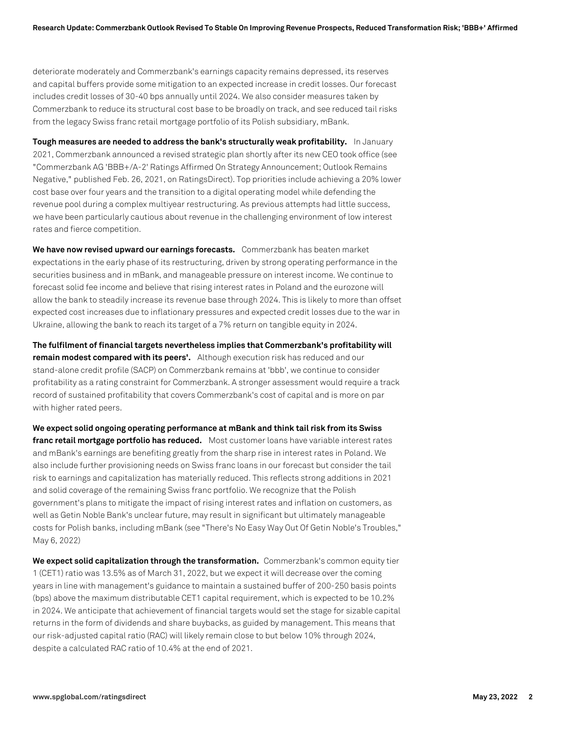deteriorate moderately and Commerzbank's earnings capacity remains depressed, its reserves and capital buffers provide some mitigation to an expected increase in credit losses. Our forecast includes credit losses of 30-40 bps annually until 2024. We also consider measures taken by Commerzbank to reduce its structural cost base to be broadly on track, and see reduced tail risks from the legacy Swiss franc retail mortgage portfolio of its Polish subsidiary, mBank.

**Tough measures are needed to address the bank's structurally weak profitability.** In January 2021, Commerzbank announced a revised strategic plan shortly after its new CEO took office (see "Commerzbank AG 'BBB+/A-2' Ratings Affirmed On Strategy Announcement; Outlook Remains Negative," published Feb. 26, 2021, on RatingsDirect). Top priorities include achieving a 20% lower cost base over four years and the transition to a digital operating model while defending the revenue pool during a complex multiyear restructuring. As previous attempts had little success, we have been particularly cautious about revenue in the challenging environment of low interest rates and fierce competition.

**We have now revised upward our earnings forecasts.** Commerzbank has beaten market expectations in the early phase of its restructuring, driven by strong operating performance in the securities business and in mBank, and manageable pressure on interest income. We continue to forecast solid fee income and believe that rising interest rates in Poland and the eurozone will allow the bank to steadily increase its revenue base through 2024. This is likely to more than offset expected cost increases due to inflationary pressures and expected credit losses due to the war in Ukraine, allowing the bank to reach its target of a 7% return on tangible equity in 2024.

**The fulfilment of financial targets nevertheless implies that Commerzbank's profitability will remain modest compared with its peers'.** Although execution risk has reduced and our stand-alone credit profile (SACP) on Commerzbank remains at 'bbb', we continue to consider profitability as a rating constraint for Commerzbank. A stronger assessment would require a track record of sustained profitability that covers Commerzbank's cost of capital and is more on par with higher rated peers.

**We expect solid ongoing operating performance at mBank and think tail risk from its Swiss franc retail mortgage portfolio has reduced.** Most customer loans have variable interest rates and mBank's earnings are benefiting greatly from the sharp rise in interest rates in Poland. We also include further provisioning needs on Swiss franc loans in our forecast but consider the tail risk to earnings and capitalization has materially reduced. This reflects strong additions in 2021 and solid coverage of the remaining Swiss franc portfolio. We recognize that the Polish government's plans to mitigate the impact of rising interest rates and inflation on customers, as well as Getin Noble Bank's unclear future, may result in significant but ultimately manageable costs for Polish banks, including mBank (see "There's No Easy Way Out Of Getin Noble's Troubles," May 6, 2022)

**We expect solid capitalization through the transformation.** Commerzbank's common equity tier 1 (CET1) ratio was 13.5% as of March 31, 2022, but we expect it will decrease over the coming years in line with management's guidance to maintain a sustained buffer of 200-250 basis points (bps) above the maximum distributable CET1 capital requirement, which is expected to be 10.2% in 2024. We anticipate that achievement of financial targets would set the stage for sizable capital returns in the form of dividends and share buybacks, as guided by management. This means that our risk-adjusted capital ratio (RAC) will likely remain close to but below 10% through 2024, despite a calculated RAC ratio of 10.4% at the end of 2021.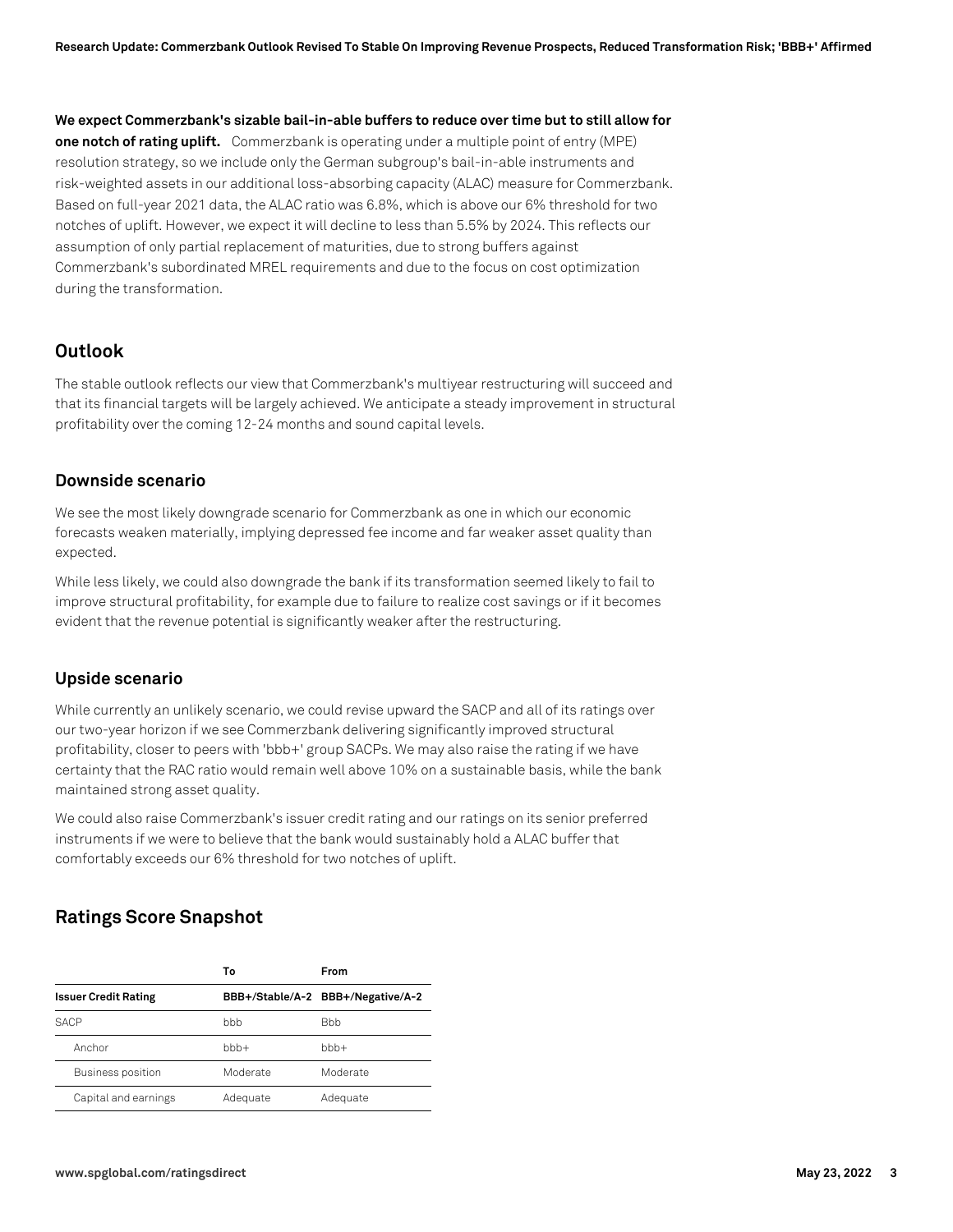**We expect Commerzbank's sizable bail-in-able buffers to reduce over time but to still allow for one notch of rating uplift.** Commerzbank is operating under a multiple point of entry (MPE) resolution strategy, so we include only the German subgroup's bail-in-able instruments and risk-weighted assets in our additional loss-absorbing capacity (ALAC) measure for Commerzbank. Based on full-year 2021 data, the ALAC ratio was 6.8%, which is above our 6% threshold for two notches of uplift. However, we expect it will decline to less than 5.5% by 2024. This reflects our assumption of only partial replacement of maturities, due to strong buffers against Commerzbank's subordinated MREL requirements and due to the focus on cost optimization during the transformation.

## Outlook

The stable outlook reflects our view that Commerzbank's multiyear restructuring will succeed and that its financial targets will be largely achieved. We anticipate a steady improvement in structural profitability over the coming 12-24 months and sound capital levels.

### Downside scenario

We see the most likely downgrade scenario for Commerzbank as one in which our economic forecasts weaken materially, implying depressed fee income and far weaker asset quality than expected.

While less likely, we could also downgrade the bank if its transformation seemed likely to fail to improve structural profitability, for example due to failure to realize cost savings or if it becomes evident that the revenue potential is significantly weaker after the restructuring.

### Upside scenario

While currently an unlikely scenario, we could revise upward the SACP and all of its ratings over our two-year horizon if we see Commerzbank delivering significantly improved structural profitability, closer to peers with 'bbb+' group SACPs. We may also raise the rating if we have certainty that the RAC ratio would remain well above 10% on a sustainable basis, while the bank maintained strong asset quality.

We could also raise Commerzbank's issuer credit rating and our ratings on its senior preferred instruments if we were to believe that the bank would sustainably hold a ALAC buffer that comfortably exceeds our 6% threshold for two notches of uplift.

## Ratings Score Snapshot

| | To | From |
|---|---|---|
| **Issuer Credit Rating** | **BBB+/Stable/A-2** | **BBB+/Negative/A-2** |
| SACP | bbb | Bbb |
| Anchor | bbb+ | bbb+ |
| Business position | Moderate | Moderate |
| Capital and earnings | Adequate | Adequate |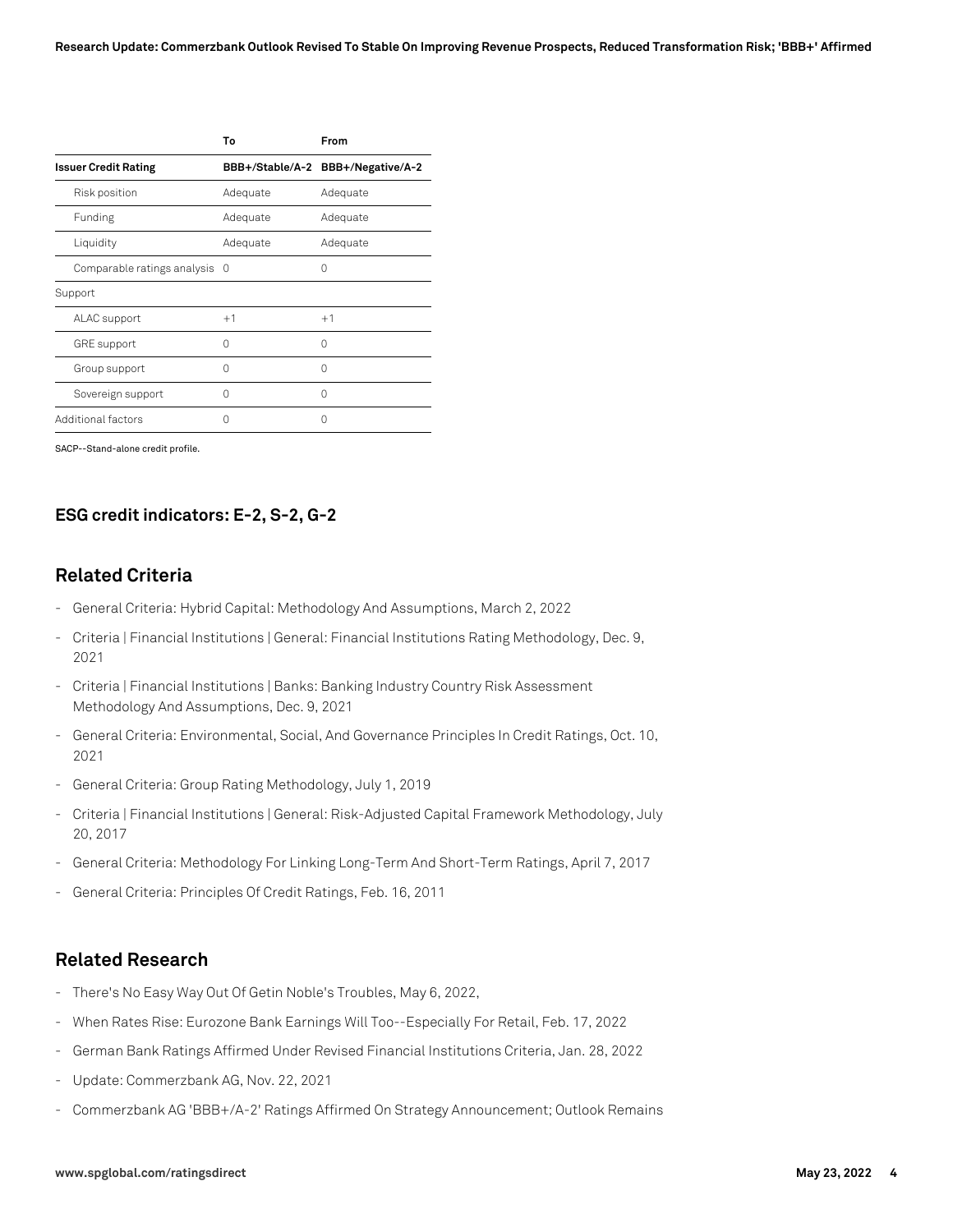| | To | From |
|---|---|---|
| **Issuer Credit Rating** | BBB+/Stable/A-2 | BBB+/Negative/A-2 |
| Risk position | Adequate | Adequate |
| Funding | Adequate | Adequate |
| Liquidity | Adequate | Adequate |
| Comparable ratings analysis | 0 | 0 |
| Support | | |
| ALAC support | +1 | +1 |
| GRE support | 0 | 0 |
| Group support | 0 | 0 |
| Sovereign support | 0 | 0 |
| Additional factors | 0 | 0 |

SACP--Stand-alone credit profile.

## ESG credit indicators: E-2, S-2, G-2

## Related Criteria

- General Criteria: Hybrid Capital: Methodology And Assumptions, March 2, 2022
- Criteria | Financial Institutions | General: Financial Institutions Rating Methodology, Dec. 9, 2021
- Criteria | Financial Institutions | Banks: Banking Industry Country Risk Assessment Methodology And Assumptions, Dec. 9, 2021
- General Criteria: Environmental, Social, And Governance Principles In Credit Ratings, Oct. 10, 2021
- General Criteria: Group Rating Methodology, July 1, 2019
- Criteria | Financial Institutions | General: Risk-Adjusted Capital Framework Methodology, July 20, 2017
- General Criteria: Methodology For Linking Long-Term And Short-Term Ratings, April 7, 2017
- General Criteria: Principles Of Credit Ratings, Feb. 16, 2011

## Related Research

- There's No Easy Way Out Of Getin Noble's Troubles, May 6, 2022,
- When Rates Rise: Eurozone Bank Earnings Will Too--Especially For Retail, Feb. 17, 2022
- German Bank Ratings Affirmed Under Revised Financial Institutions Criteria, Jan. 28, 2022
- Update: Commerzbank AG, Nov. 22, 2021
- Commerzbank AG 'BBB+/A-2' Ratings Affirmed On Strategy Announcement; Outlook Remains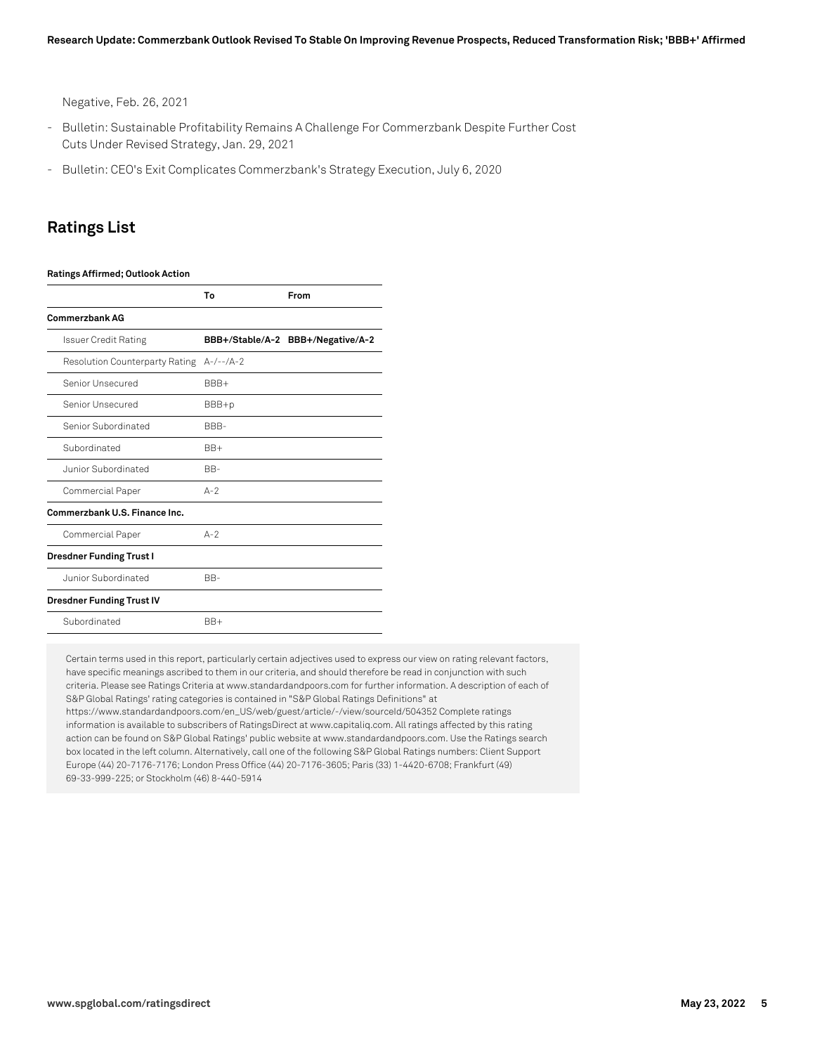Negative, Feb. 26, 2021

- Bulletin: Sustainable Profitability Remains A Challenge For Commerzbank Despite Further Cost Cuts Under Revised Strategy, Jan. 29, 2021
- Bulletin: CEO's Exit Complicates Commerzbank's Strategy Execution, July 6, 2020

## Ratings List

**Ratings Affirmed; Outlook Action**

| | To | From |
|---|---|---|
| **Commerzbank AG** | | |
| Issuer Credit Rating | **BBB+/Stable/A-2** | **BBB+/Negative/A-2** |
| Resolution Counterparty Rating | A-/--/A-2 | |
| Senior Unsecured | BBB+ | |
| Senior Unsecured | BBB+p | |
| Senior Subordinated | BBB- | |
| Subordinated | BB+ | |
| Junior Subordinated | BB- | |
| Commercial Paper | A-2 | |
| **Commerzbank U.S. Finance Inc.** | | |
| Commercial Paper | A-2 | |
| **Dresdner Funding Trust I** | | |
| Junior Subordinated | BB- | |
| **Dresdner Funding Trust IV** | | |
| Subordinated | BB+ | |

Certain terms used in this report, particularly certain adjectives used to express our view on rating relevant factors, have specific meanings ascribed to them in our criteria, and should therefore be read in conjunction with such criteria. Please see Ratings Criteria at www.standardandpoors.com for further information. A description of each of S&P Global Ratings' rating categories is contained in "S&P Global Ratings Definitions" at https://www.standardandpoors.com/en_US/web/guest/article/-/view/sourceId/504352 Complete ratings information is available to subscribers of RatingsDirect at www.capitaliq.com. All ratings affected by this rating action can be found on S&P Global Ratings' public website at www.standardandpoors.com. Use the Ratings search box located in the left column. Alternatively, call one of the following S&P Global Ratings numbers: Client Support Europe (44) 20-7176-7176; London Press Office (44) 20-7176-3605; Paris (33) 1-4420-6708; Frankfurt (49) 69-33-999-225; or Stockholm (46) 8-440-5914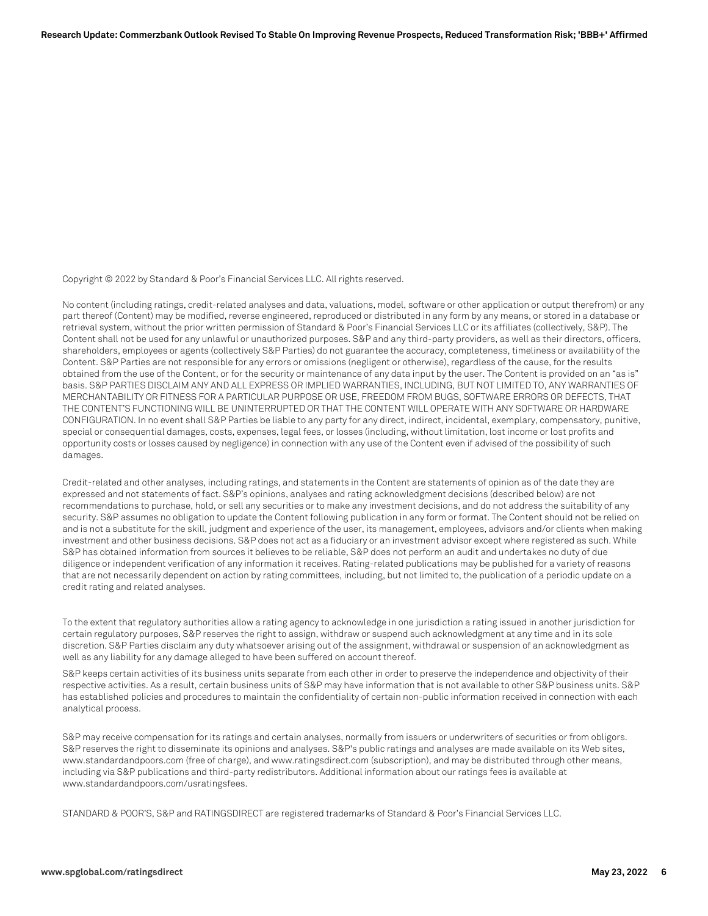Copyright © 2022 by Standard & Poor's Financial Services LLC. All rights reserved.

No content (including ratings, credit-related analyses and data, valuations, model, software or other application or output therefrom) or any part thereof (Content) may be modified, reverse engineered, reproduced or distributed in any form by any means, or stored in a database or retrieval system, without the prior written permission of Standard & Poor's Financial Services LLC or its affiliates (collectively, S&P). The Content shall not be used for any unlawful or unauthorized purposes. S&P and any third-party providers, as well as their directors, officers, shareholders, employees or agents (collectively S&P Parties) do not guarantee the accuracy, completeness, timeliness or availability of the Content. S&P Parties are not responsible for any errors or omissions (negligent or otherwise), regardless of the cause, for the results obtained from the use of the Content, or for the security or maintenance of any data input by the user. The Content is provided on an "as is" basis. S&P PARTIES DISCLAIM ANY AND ALL EXPRESS OR IMPLIED WARRANTIES, INCLUDING, BUT NOT LIMITED TO, ANY WARRANTIES OF MERCHANTABILITY OR FITNESS FOR A PARTICULAR PURPOSE OR USE, FREEDOM FROM BUGS, SOFTWARE ERRORS OR DEFECTS, THAT THE CONTENT'S FUNCTIONING WILL BE UNINTERRUPTED OR THAT THE CONTENT WILL OPERATE WITH ANY SOFTWARE OR HARDWARE CONFIGURATION. In no event shall S&P Parties be liable to any party for any direct, indirect, incidental, exemplary, compensatory, punitive, special or consequential damages, costs, expenses, legal fees, or losses (including, without limitation, lost income or lost profits and opportunity costs or losses caused by negligence) in connection with any use of the Content even if advised of the possibility of such damages.

Credit-related and other analyses, including ratings, and statements in the Content are statements of opinion as of the date they are expressed and not statements of fact. S&P's opinions, analyses and rating acknowledgment decisions (described below) are not recommendations to purchase, hold, or sell any securities or to make any investment decisions, and do not address the suitability of any security. S&P assumes no obligation to update the Content following publication in any form or format. The Content should not be relied on and is not a substitute for the skill, judgment and experience of the user, its management, employees, advisors and/or clients when making investment and other business decisions. S&P does not act as a fiduciary or an investment advisor except where registered as such. While S&P has obtained information from sources it believes to be reliable, S&P does not perform an audit and undertakes no duty of due diligence or independent verification of any information it receives. Rating-related publications may be published for a variety of reasons that are not necessarily dependent on action by rating committees, including, but not limited to, the publication of a periodic update on a credit rating and related analyses.

To the extent that regulatory authorities allow a rating agency to acknowledge in one jurisdiction a rating issued in another jurisdiction for certain regulatory purposes, S&P reserves the right to assign, withdraw or suspend such acknowledgment at any time and in its sole discretion. S&P Parties disclaim any duty whatsoever arising out of the assignment, withdrawal or suspension of an acknowledgment as well as any liability for any damage alleged to have been suffered on account thereof.

S&P keeps certain activities of its business units separate from each other in order to preserve the independence and objectivity of their respective activities. As a result, certain business units of S&P may have information that is not available to other S&P business units. S&P has established policies and procedures to maintain the confidentiality of certain non-public information received in connection with each analytical process.

S&P may receive compensation for its ratings and certain analyses, normally from issuers or underwriters of securities or from obligors. S&P reserves the right to disseminate its opinions and analyses. S&P's public ratings and analyses are made available on its Web sites, www.standardandpoors.com (free of charge), and www.ratingsdirect.com (subscription), and may be distributed through other means, including via S&P publications and third-party redistributors. Additional information about our ratings fees is available at www.standardandpoors.com/usratingsfees.

STANDARD & POOR'S, S&P and RATINGSDIRECT are registered trademarks of Standard & Poor's Financial Services LLC.